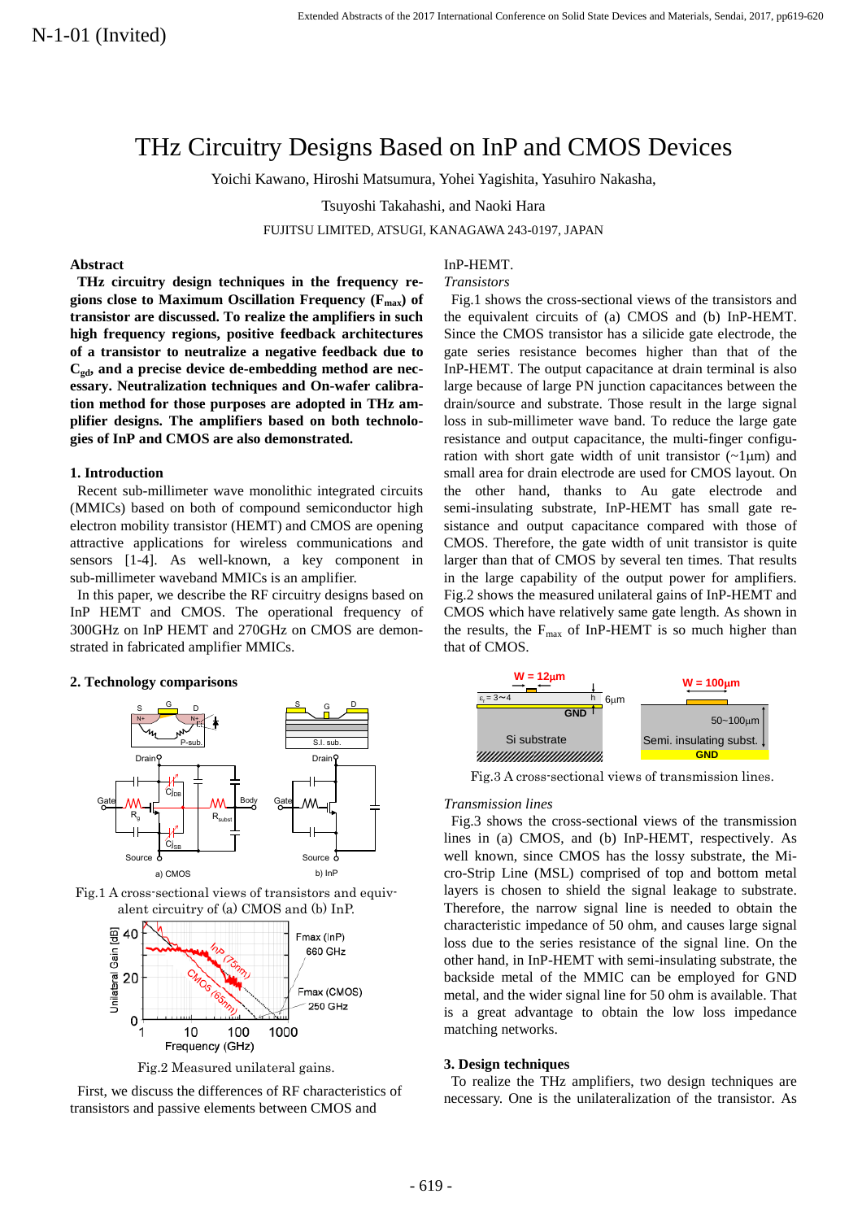N-1-01 (Invited)

# THz Circuitry Designs Based on InP and CMOS Devices

Yoichi Kawano, Hiroshi Matsumura, Yohei Yagishita, Yasuhiro Nakasha,

Tsuyoshi Takahashi, and Naoki Hara

FUJITSU LIMITED, ATSUGI, KANAGAWA 243-0197, JAPAN

## Abstract

**THz circuitry design techniques in the frequency regions close to Maximum Oscillation Frequency ($F_{max}$) of transistor are discussed. To realize the amplifiers in such high frequency regions, positive feedback architectures of a transistor to neutralize a negative feedback due to $C_{gd}$, and a precise device de-embedding method are necessary. Neutralization techniques and On-wafer calibration method for those purposes are adopted in THz amplifier designs. The amplifiers based on both technologies of InP and CMOS are also demonstrated.**

## 1. Introduction

Recent sub-millimeter wave monolithic integrated circuits (MMICs) based on both of compound semiconductor high electron mobility transistor (HEMT) and CMOS are opening attractive applications for wireless communications and sensors [1-4]. As well-known, a key component in sub-millimeter waveband MMICs is an amplifier.

In this paper, we describe the RF circuitry designs based on InP HEMT and CMOS. The operational frequency of 300GHz on InP HEMT and 270GHz on CMOS are demonstrated in fabricated amplifier MMICs.

## 2. Technology comparisons

Fig.1 A cross-sectional views of transistors and equivalent circuitry of (a) CMOS and (b) InP.

Fig.2 Measured unilateral gains.

First, we discuss the differences of RF characteristics of transistors and passive elements between CMOS and InP-HEMT.

*Transistors*

Fig.1 shows the cross-sectional views of the transistors and the equivalent circuits of (a) CMOS and (b) InP-HEMT. Since the CMOS transistor has a silicide gate electrode, the gate series resistance becomes higher than that of the InP-HEMT. The output capacitance at drain terminal is also large because of large PN junction capacitances between the drain/source and substrate. Those result in the large signal loss in sub-millimeter wave band. To reduce the large gate resistance and output capacitance, the multi-finger configuration with short gate width of unit transistor (~1μm) and small area for drain electrode are used for CMOS layout. On the other hand, thanks to Au gate electrode and semi-insulating substrate, InP-HEMT has small gate resistance and output capacitance compared with those of CMOS. Therefore, the gate width of unit transistor is quite larger than that of CMOS by several ten times. That results in the large capability of the output power for amplifiers. Fig.2 shows the measured unilateral gains of InP-HEMT and CMOS which have relatively same gate length. As shown in the results, the $F_{max}$ of InP-HEMT is so much higher than that of CMOS.

Fig.3 A cross-sectional views of transmission lines.

*Transmission lines*

Fig.3 shows the cross-sectional views of the transmission lines in (a) CMOS, and (b) InP-HEMT, respectively. As well known, since CMOS has the lossy substrate, the Micro-Strip Line (MSL) comprised of top and bottom metal layers is chosen to shield the signal leakage to substrate. Therefore, the narrow signal line is needed to obtain the characteristic impedance of 50 ohm, and causes large signal loss due to the series resistance of the signal line. On the other hand, in InP-HEMT with semi-insulating substrate, the backside metal of the MMIC can be employed for GND metal, and the wider signal line for 50 ohm is available. That is a great advantage to obtain the low loss impedance matching networks.

## 3. Design techniques

To realize the THz amplifiers, two design techniques are necessary. One is the unilateralization of the transistor. As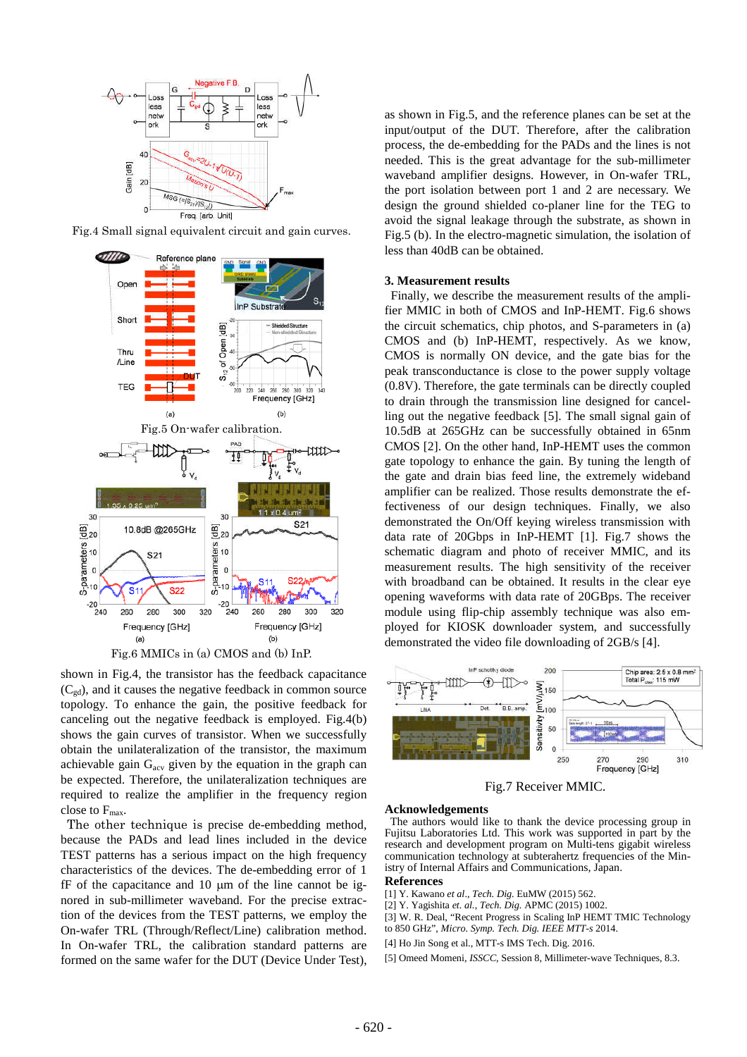Fig.4 Small signal equivalent circuit and gain curves.

Fig.5 On-wafer calibration.

Fig.6 MMICs in (a) CMOS and (b) InP.

shown in Fig.4, the transistor has the feedback capacitance ($C_{gd}$), and it causes the negative feedback in common source topology. To enhance the gain, the positive feedback for canceling out the negative feedback is employed. Fig.4(b) shows the gain curves of transistor. When we successfully obtain the unilateralization of the transistor, the maximum achievable gain $G_{acv}$ given by the equation in the graph can be expected. Therefore, the unilateralization techniques are required to realize the amplifier in the frequency region close to $F_{max}$.

The other technique is precise de-embedding method, because the PADs and lead lines included in the device TEST patterns has a serious impact on the high frequency characteristics of the devices. The de-embedding error of 1 fF of the capacitance and 10 μm of the line cannot be ignored in sub-millimeter waveband. For the precise extraction of the devices from the TEST patterns, we employ the On-wafer TRL (Through/Reflect/Line) calibration method. In On-wafer TRL, the calibration standard patterns are formed on the same wafer for the DUT (Device Under Test), as shown in Fig.5, and the reference planes can be set at the input/output of the DUT. Therefore, after the calibration process, the de-embedding for the PADs and the lines is not needed. This is the great advantage for the sub-millimeter waveband amplifier designs. However, in On-wafer TRL, the port isolation between port 1 and 2 are necessary. We design the ground shielded co-planer line for the TEG to avoid the signal leakage through the substrate, as shown in Fig.5 (b). In the electro-magnetic simulation, the isolation of less than 40dB can be obtained.

## 3. Measurement results

Finally, we describe the measurement results of the amplifier MMIC in both of CMOS and InP-HEMT. Fig.6 shows the circuit schematics, chip photos, and S-parameters in (a) CMOS and (b) InP-HEMT, respectively. As we know, CMOS is normally ON device, and the gate bias for the peak transconductance is close to the power supply voltage (0.8V). Therefore, the gate terminals can be directly coupled to drain through the transmission line designed for cancelling out the negative feedback [5]. The small signal gain of 10.5dB at 265GHz can be successfully obtained in 65nm CMOS [2]. On the other hand, InP-HEMT uses the common gate topology to enhance the gain. By tuning the length of the gate and drain bias feed line, the extremely wideband amplifier can be realized. Those results demonstrate the effectiveness of our design techniques. Finally, we also demonstrated the On/Off keying wireless transmission with data rate of 20Gbps in InP-HEMT [1]. Fig.7 shows the schematic diagram and photo of receiver MMIC, and its measurement results. The high sensitivity of the receiver with broadband can be obtained. It results in the clear eye opening waveforms with data rate of 20Gbps. The receiver module using flip-chip assembly technique was also employed for KIOSK downloader system, and successfully demonstrated the video file downloading of 2GB/s [4].

Fig.7 Receiver MMIC.

## Acknowledgements

The authors would like to thank the device processing group in Fujitsu Laboratories Ltd. This work was supported in part by the research and development program on Multi-tens gigabit wireless communication technology at subterahertz frequencies of the Ministry of Internal Affairs and Communications, Japan.

## References

[1] Y. Kawano *et al*., *Tech. Dig.* EuMW (2015) 562.
[2] Y. Yagishita *et. al*., *Tech. Dig.* APMC (2015) 1002.
[3] W. R. Deal, "Recent Progress in Scaling InP HEMT TMIC Technology to 850 GHz", *Micro. Symp. Tech. Dig. IEEE MTT-s* 2014.
[4] Ho Jin Song et al., MTT-s IMS Tech. Dig. 2016.
[5] Omeed Momeni, *ISSCC*, Session 8, Millimeter-wave Techniques, 8.3.